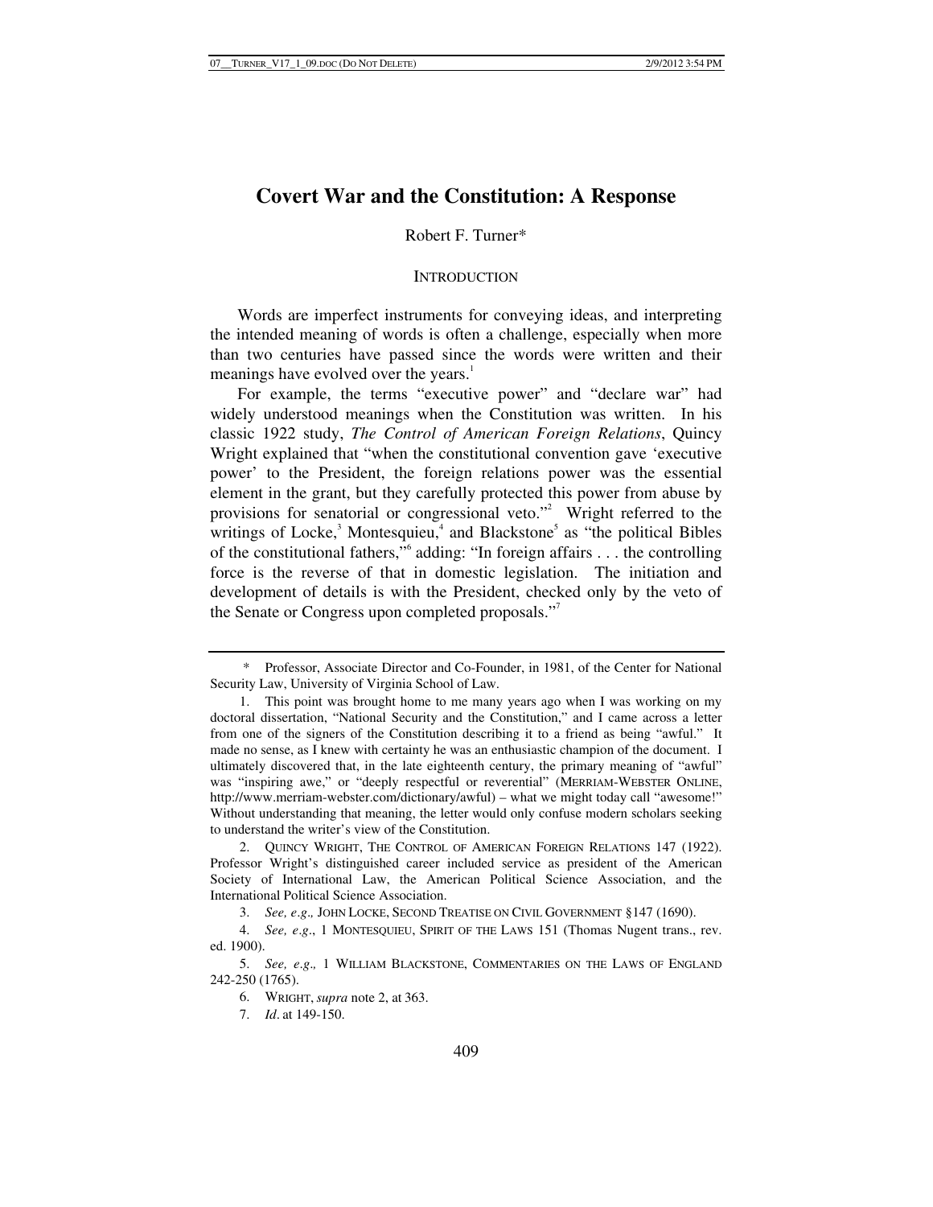# Covert War and the Constitution: A Response

Robert F. Turner*

## INTRODUCTION

Words are imperfect instruments for conveying ideas, and interpreting the intended meaning of words is often a challenge, especially when more than two centuries have passed since the words were written and their meanings have evolved over the years.[1]

For example, the terms "executive power" and "declare war" had widely understood meanings when the Constitution was written. In his classic 1922 study, *The Control of American Foreign Relations*, Quincy Wright explained that "when the constitutional convention gave 'executive power' to the President, the foreign relations power was the essential element in the grant, but they carefully protected this power from abuse by provisions for senatorial or congressional veto."[2] Wright referred to the writings of Locke,[3] Montesquieu,[4] and Blackstone[5] as "the political Bibles of the constitutional fathers,"[6] adding: "In foreign affairs . . . the controlling force is the reverse of that in domestic legislation. The initiation and development of details is with the President, checked only by the veto of the Senate or Congress upon completed proposals."[7]

---

\* Professor, Associate Director and Co-Founder, in 1981, of the Center for National Security Law, University of Virginia School of Law.

1. This point was brought home to me many years ago when I was working on my doctoral dissertation, "National Security and the Constitution," and I came across a letter from one of the signers of the Constitution describing it to a friend as being "awful." It made no sense, as I knew with certainty he was an enthusiastic champion of the document. I ultimately discovered that, in the late eighteenth century, the primary meaning of "awful" was "inspiring awe," or "deeply respectful or reverential" (MERRIAM-WEBSTER ONLINE, http://www.merriam-webster.com/dictionary/awful) – what we might today call "awesome!" Without understanding that meaning, the letter would only confuse modern scholars seeking to understand the writer's view of the Constitution.

2. QUINCY WRIGHT, THE CONTROL OF AMERICAN FOREIGN RELATIONS 147 (1922). Professor Wright's distinguished career included service as president of the American Society of International Law, the American Political Science Association, and the International Political Science Association.

3. *See, e.g.,* JOHN LOCKE, SECOND TREATISE ON CIVIL GOVERNMENT §147 (1690).

4. *See, e.g.*, 1 MONTESQUIEU, SPIRIT OF THE LAWS 151 (Thomas Nugent trans., rev. ed. 1900).

5. *See, e.g.,* 1 WILLIAM BLACKSTONE, COMMENTARIES ON THE LAWS OF ENGLAND 242-250 (1765).

6. WRIGHT, *supra* note 2, at 363.

7. *Id*. at 149-150.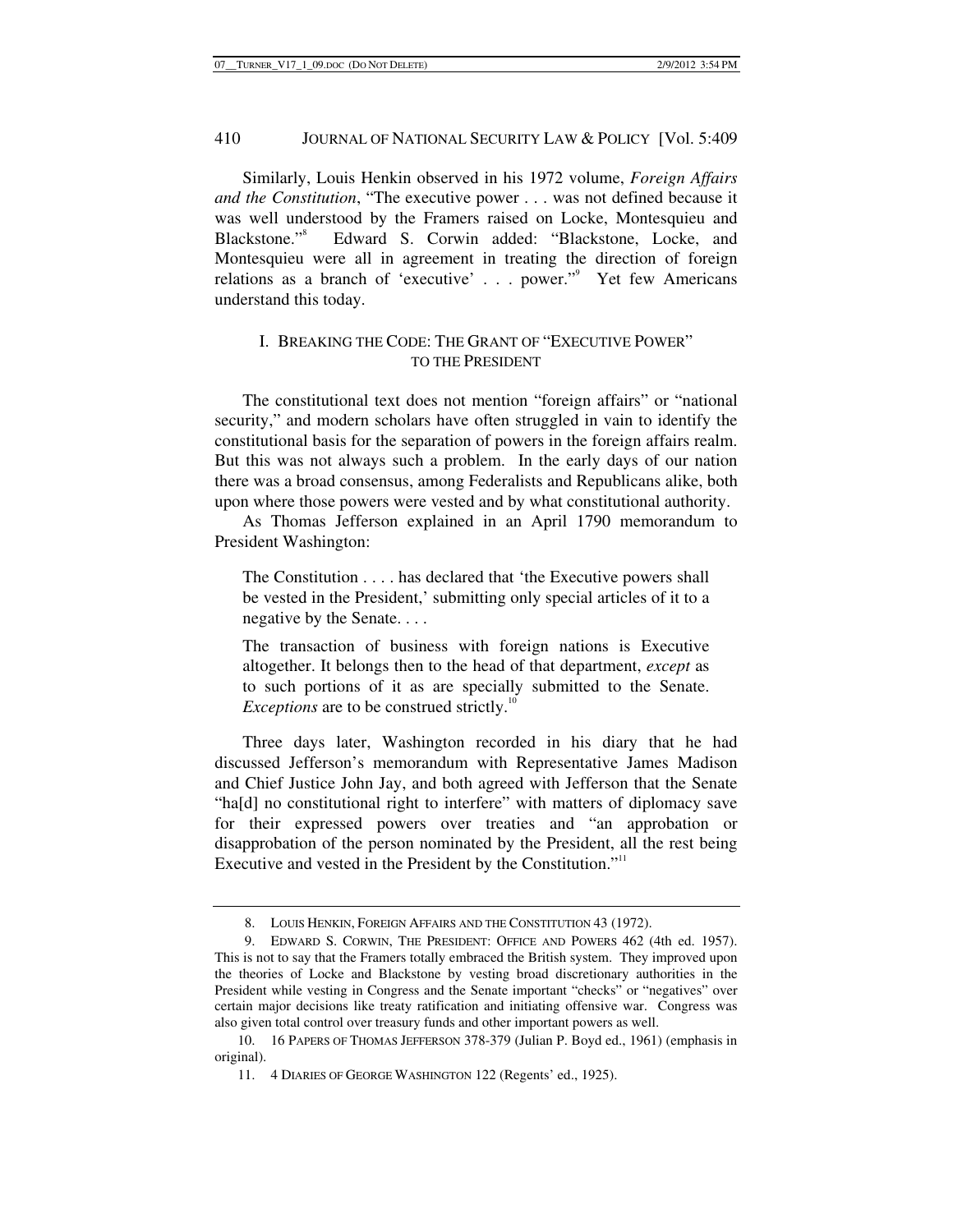Similarly, Louis Henkin observed in his 1972 volume, *Foreign Affairs and the Constitution*, "The executive power . . . was not defined because it was well understood by the Framers raised on Locke, Montesquieu and Blackstone."[8] Edward S. Corwin added: "Blackstone, Locke, and Montesquieu were all in agreement in treating the direction of foreign relations as a branch of 'executive' . . . power."[9] Yet few Americans understand this today.

## I. BREAKING THE CODE: THE GRANT OF "EXECUTIVE POWER" TO THE PRESIDENT

The constitutional text does not mention "foreign affairs" or "national security," and modern scholars have often struggled in vain to identify the constitutional basis for the separation of powers in the foreign affairs realm. But this was not always such a problem. In the early days of our nation there was a broad consensus, among Federalists and Republicans alike, both upon where those powers were vested and by what constitutional authority.

As Thomas Jefferson explained in an April 1790 memorandum to President Washington:

> The Constitution . . . . has declared that 'the Executive powers shall be vested in the President,' submitting only special articles of it to a negative by the Senate. . . .
>
> The transaction of business with foreign nations is Executive altogether. It belongs then to the head of that department, *except* as to such portions of it as are specially submitted to the Senate. *Exceptions* are to be construed strictly.[10]

Three days later, Washington recorded in his diary that he had discussed Jefferson's memorandum with Representative James Madison and Chief Justice John Jay, and both agreed with Jefferson that the Senate "ha[d] no constitutional right to interfere" with matters of diplomacy save for their expressed powers over treaties and "an approbation or disapprobation of the person nominated by the President, all the rest being Executive and vested in the President by the Constitution."[11]

---

8. LOUIS HENKIN, FOREIGN AFFAIRS AND THE CONSTITUTION 43 (1972).

9. EDWARD S. CORWIN, THE PRESIDENT: OFFICE AND POWERS 462 (4th ed. 1957). This is not to say that the Framers totally embraced the British system. They improved upon the theories of Locke and Blackstone by vesting broad discretionary authorities in the President while vesting in Congress and the Senate important "checks" or "negatives" over certain major decisions like treaty ratification and initiating offensive war. Congress was also given total control over treasury funds and other important powers as well.

10. 16 PAPERS OF THOMAS JEFFERSON 378-379 (Julian P. Boyd ed., 1961) (emphasis in original).

11. 4 DIARIES OF GEORGE WASHINGTON 122 (Regents' ed., 1925).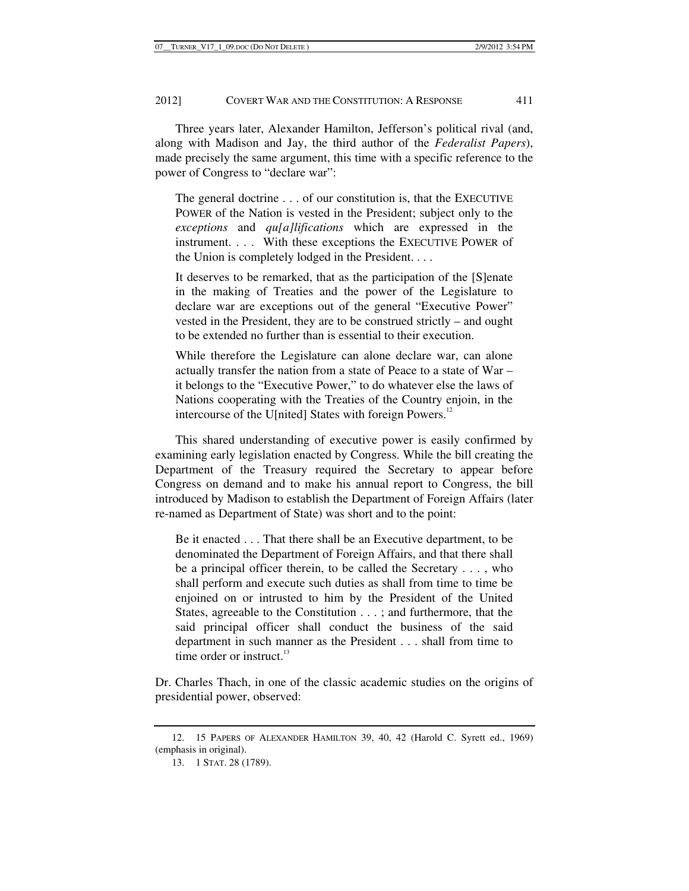Three years later, Alexander Hamilton, Jefferson's political rival (and, along with Madison and Jay, the third author of the *Federalist Papers*), made precisely the same argument, this time with a specific reference to the power of Congress to "declare war":

> The general doctrine . . . of our constitution is, that the EXECUTIVE POWER of the Nation is vested in the President; subject only to the *exceptions* and *qu[a]lifications* which are expressed in the instrument. . . . With these exceptions the EXECUTIVE POWER of the Union is completely lodged in the President. . . .
>
> It deserves to be remarked, that as the participation of the [S]enate in the making of Treaties and the power of the Legislature to declare war are exceptions out of the general "Executive Power" vested in the President, they are to be construed strictly – and ought to be extended no further than is essential to their execution.
>
> While therefore the Legislature can alone declare war, can alone actually transfer the nation from a state of Peace to a state of War – it belongs to the "Executive Power," to do whatever else the laws of Nations cooperating with the Treaties of the Country enjoin, in the intercourse of the U[nited] States with foreign Powers.[12]

This shared understanding of executive power is easily confirmed by examining early legislation enacted by Congress. While the bill creating the Department of the Treasury required the Secretary to appear before Congress on demand and to make his annual report to Congress, the bill introduced by Madison to establish the Department of Foreign Affairs (later re-named as Department of State) was short and to the point:

> Be it enacted . . . That there shall be an Executive department, to be denominated the Department of Foreign Affairs, and that there shall be a principal officer therein, to be called the Secretary . . . , who shall perform and execute such duties as shall from time to time be enjoined on or intrusted to him by the President of the United States, agreeable to the Constitution . . . ; and furthermore, that the said principal officer shall conduct the business of the said department in such manner as the President . . . shall from time to time order or instruct.[13]

Dr. Charles Thach, in one of the classic academic studies on the origins of presidential power, observed:

---

12. 15 PAPERS OF ALEXANDER HAMILTON 39, 40, 42 (Harold C. Syrett ed., 1969) (emphasis in original).

13. 1 STAT. 28 (1789).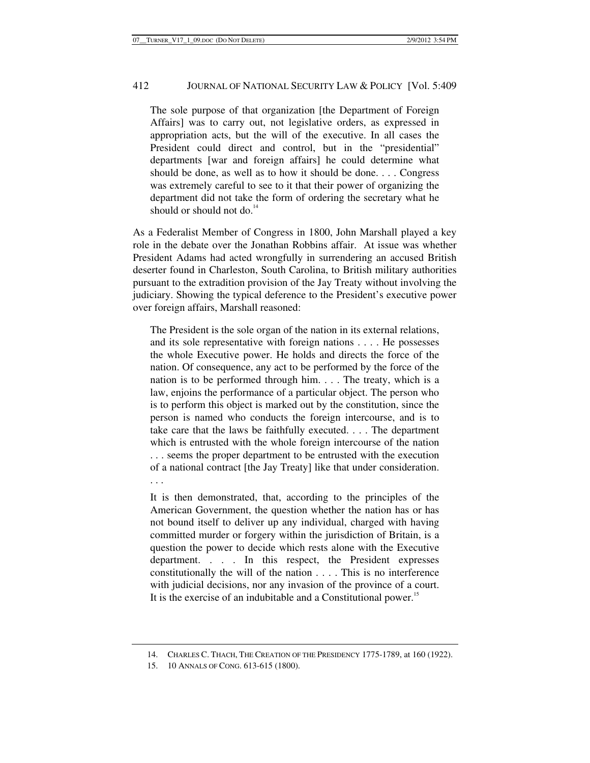> The sole purpose of that organization [the Department of Foreign Affairs] was to carry out, not legislative orders, as expressed in appropriation acts, but the will of the executive. In all cases the President could direct and control, but in the "presidential" departments [war and foreign affairs] he could determine what should be done, as well as to how it should be done. . . . Congress was extremely careful to see to it that their power of organizing the department did not take the form of ordering the secretary what he should or should not do.[14]

As a Federalist Member of Congress in 1800, John Marshall played a key role in the debate over the Jonathan Robbins affair. At issue was whether President Adams had acted wrongfully in surrendering an accused British deserter found in Charleston, South Carolina, to British military authorities pursuant to the extradition provision of the Jay Treaty without involving the judiciary. Showing the typical deference to the President's executive power over foreign affairs, Marshall reasoned:

> The President is the sole organ of the nation in its external relations, and its sole representative with foreign nations . . . . He possesses the whole Executive power. He holds and directs the force of the nation. Of consequence, any act to be performed by the force of the nation is to be performed through him. . . . The treaty, which is a law, enjoins the performance of a particular object. The person who is to perform this object is marked out by the constitution, since the person is named who conducts the foreign intercourse, and is to take care that the laws be faithfully executed. . . . The department which is entrusted with the whole foreign intercourse of the nation . . . seems the proper department to be entrusted with the execution of a national contract [the Jay Treaty] like that under consideration. . . .
>
> It is then demonstrated, that, according to the principles of the American Government, the question whether the nation has or has not bound itself to deliver up any individual, charged with having committed murder or forgery within the jurisdiction of Britain, is a question the power to decide which rests alone with the Executive department. . . . In this respect, the President expresses constitutionally the will of the nation . . . . This is no interference with judicial decisions, nor any invasion of the province of a court. It is the exercise of an indubitable and a Constitutional power.[15]

---

14. CHARLES C. THACH, THE CREATION OF THE PRESIDENCY 1775-1789, at 160 (1922).
15. 10 ANNALS OF CONG. 613-615 (1800).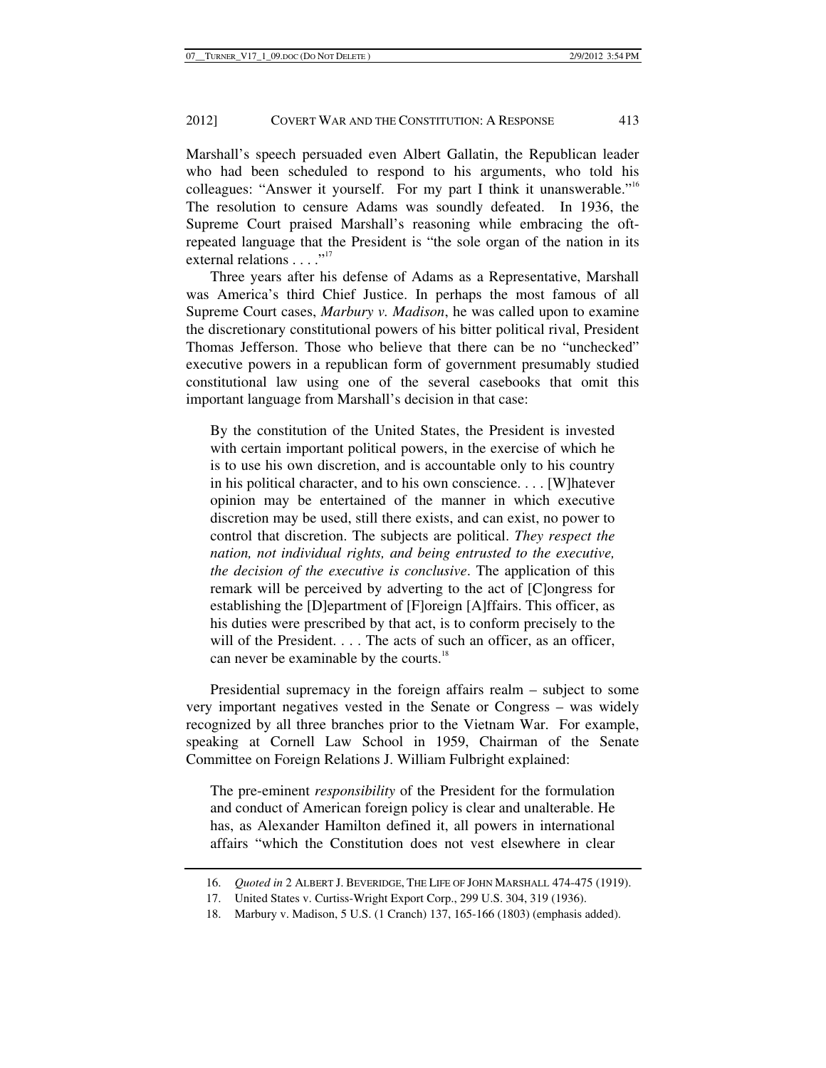Marshall's speech persuaded even Albert Gallatin, the Republican leader who had been scheduled to respond to his arguments, who told his colleagues: "Answer it yourself. For my part I think it unanswerable."[16] The resolution to censure Adams was soundly defeated. In 1936, the Supreme Court praised Marshall's reasoning while embracing the oft-repeated language that the President is "the sole organ of the nation in its external relations . . . ."[17]

Three years after his defense of Adams as a Representative, Marshall was America's third Chief Justice. In perhaps the most famous of all Supreme Court cases, *Marbury v. Madison*, he was called upon to examine the discretionary constitutional powers of his bitter political rival, President Thomas Jefferson. Those who believe that there can be no "unchecked" executive powers in a republican form of government presumably studied constitutional law using one of the several casebooks that omit this important language from Marshall's decision in that case:

> By the constitution of the United States, the President is invested with certain important political powers, in the exercise of which he is to use his own discretion, and is accountable only to his country in his political character, and to his own conscience. . . . [W]hatever opinion may be entertained of the manner in which executive discretion may be used, still there exists, and can exist, no power to control that discretion. The subjects are political. *They respect the nation, not individual rights, and being entrusted to the executive, the decision of the executive is conclusive*. The application of this remark will be perceived by adverting to the act of [C]ongress for establishing the [D]epartment of [F]oreign [A]ffairs. This officer, as his duties were prescribed by that act, is to conform precisely to the will of the President. . . . The acts of such an officer, as an officer, can never be examinable by the courts.[18]

Presidential supremacy in the foreign affairs realm – subject to some very important negatives vested in the Senate or Congress – was widely recognized by all three branches prior to the Vietnam War. For example, speaking at Cornell Law School in 1959, Chairman of the Senate Committee on Foreign Relations J. William Fulbright explained:

> The pre-eminent *responsibility* of the President for the formulation and conduct of American foreign policy is clear and unalterable. He has, as Alexander Hamilton defined it, all powers in international affairs "which the Constitution does not vest elsewhere in clear

---

16. *Quoted in* 2 ALBERT J. BEVERIDGE, THE LIFE OF JOHN MARSHALL 474-475 (1919).

17. United States v. Curtiss-Wright Export Corp., 299 U.S. 304, 319 (1936).

18. Marbury v. Madison, 5 U.S. (1 Cranch) 137, 165-166 (1803) (emphasis added).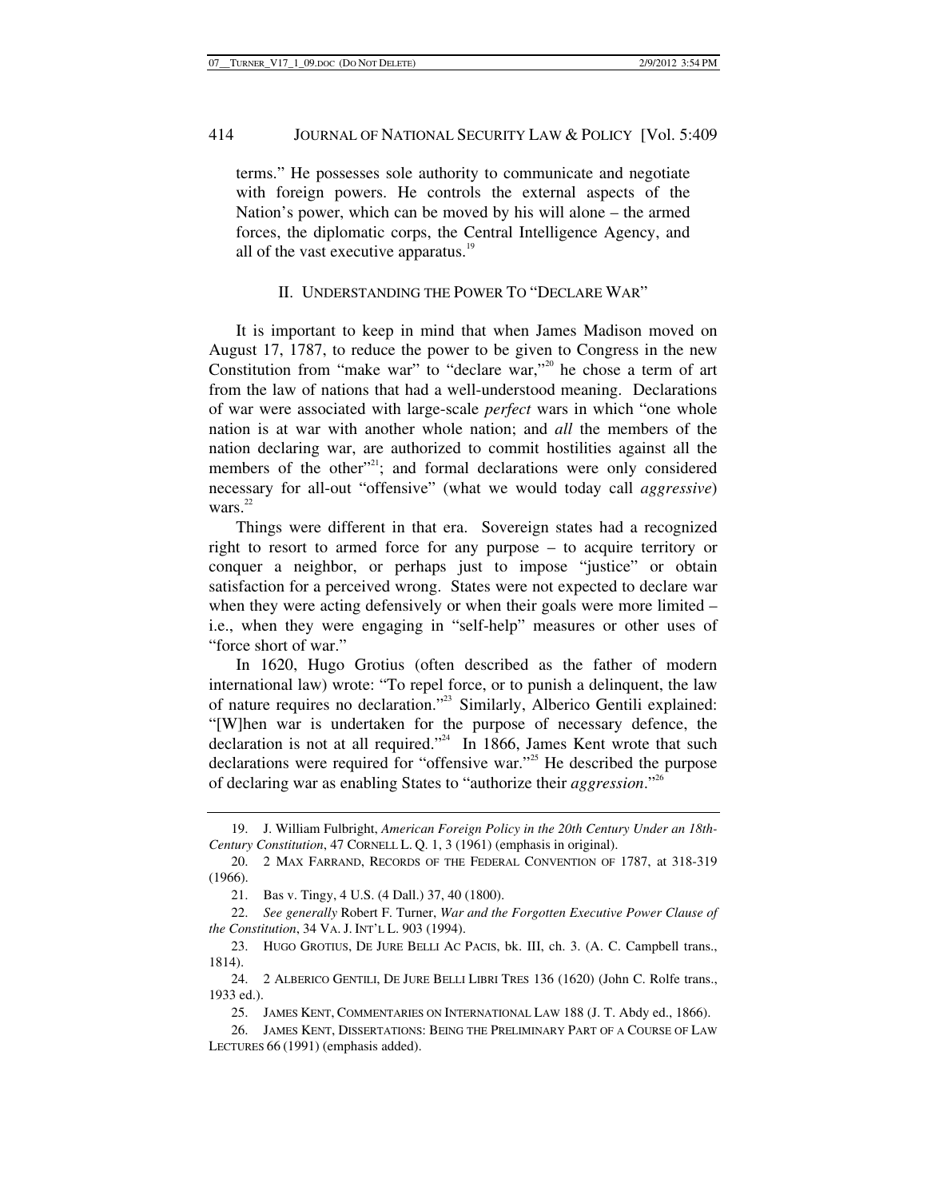terms." He possesses sole authority to communicate and negotiate with foreign powers. He controls the external aspects of the Nation's power, which can be moved by his will alone – the armed forces, the diplomatic corps, the Central Intelligence Agency, and all of the vast executive apparatus.[19]

## II. UNDERSTANDING THE POWER TO "DECLARE WAR"

It is important to keep in mind that when James Madison moved on August 17, 1787, to reduce the power to be given to Congress in the new Constitution from "make war" to "declare war,"[20] he chose a term of art from the law of nations that had a well-understood meaning. Declarations of war were associated with large-scale *perfect* wars in which "one whole nation is at war with another whole nation; and *all* the members of the nation declaring war, are authorized to commit hostilities against all the members of the other"[21]; and formal declarations were only considered necessary for all-out "offensive" (what we would today call *aggressive*) wars.[22]

Things were different in that era. Sovereign states had a recognized right to resort to armed force for any purpose – to acquire territory or conquer a neighbor, or perhaps just to impose "justice" or obtain satisfaction for a perceived wrong. States were not expected to declare war when they were acting defensively or when their goals were more limited – i.e., when they were engaging in "self-help" measures or other uses of "force short of war."

In 1620, Hugo Grotius (often described as the father of modern international law) wrote: "To repel force, or to punish a delinquent, the law of nature requires no declaration."[23] Similarly, Alberico Gentili explained: "[W]hen war is undertaken for the purpose of necessary defence, the declaration is not at all required."[24] In 1866, James Kent wrote that such declarations were required for "offensive war."[25] He described the purpose of declaring war as enabling States to "authorize their *aggression*."[26]

---

19. J. William Fulbright, *American Foreign Policy in the 20th Century Under an 18th-Century Constitution*, 47 CORNELL L. Q. 1, 3 (1961) (emphasis in original).

20. 2 MAX FARRAND, RECORDS OF THE FEDERAL CONVENTION OF 1787, at 318-319 (1966).

21. Bas v. Tingy, 4 U.S. (4 Dall.) 37, 40 (1800).

22. *See generally* Robert F. Turner, *War and the Forgotten Executive Power Clause of the Constitution*, 34 VA. J. INT'L L. 903 (1994).

23. HUGO GROTIUS, DE JURE BELLI AC PACIS, bk. III, ch. 3. (A. C. Campbell trans., 1814).

24. 2 ALBERICO GENTILI, DE JURE BELLI LIBRI TRES 136 (1620) (John C. Rolfe trans., 1933 ed.).

25. JAMES KENT, COMMENTARIES ON INTERNATIONAL LAW 188 (J. T. Abdy ed., 1866).

26. JAMES KENT, DISSERTATIONS: BEING THE PRELIMINARY PART OF A COURSE OF LAW LECTURES 66 (1991) (emphasis added).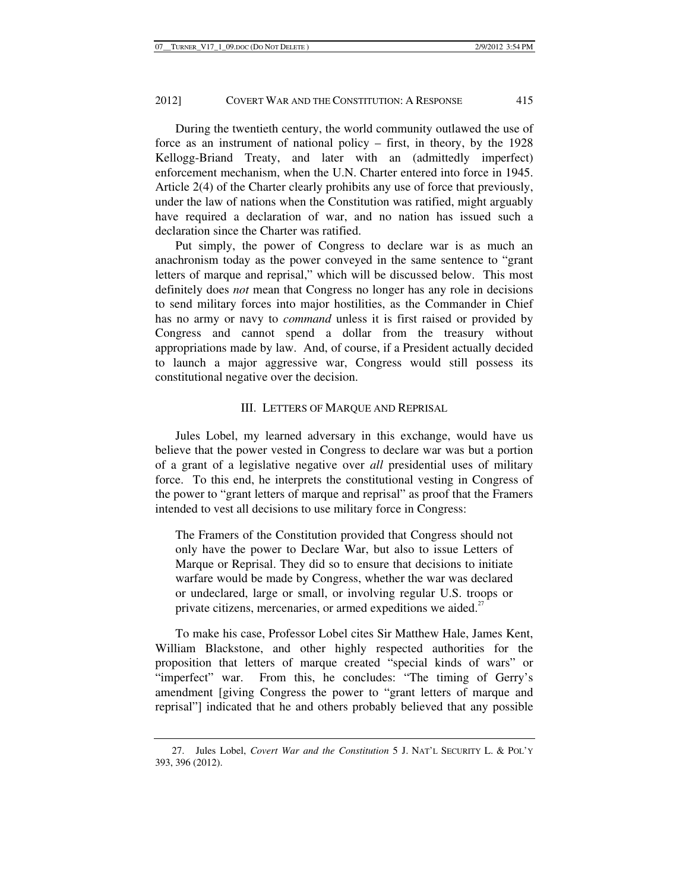During the twentieth century, the world community outlawed the use of force as an instrument of national policy – first, in theory, by the 1928 Kellogg-Briand Treaty, and later with an (admittedly imperfect) enforcement mechanism, when the U.N. Charter entered into force in 1945. Article 2(4) of the Charter clearly prohibits any use of force that previously, under the law of nations when the Constitution was ratified, might arguably have required a declaration of war, and no nation has issued such a declaration since the Charter was ratified.

Put simply, the power of Congress to declare war is as much an anachronism today as the power conveyed in the same sentence to "grant letters of marque and reprisal," which will be discussed below. This most definitely does *not* mean that Congress no longer has any role in decisions to send military forces into major hostilities, as the Commander in Chief has no army or navy to *command* unless it is first raised or provided by Congress and cannot spend a dollar from the treasury without appropriations made by law. And, of course, if a President actually decided to launch a major aggressive war, Congress would still possess its constitutional negative over the decision.

## III. LETTERS OF MARQUE AND REPRISAL

Jules Lobel, my learned adversary in this exchange, would have us believe that the power vested in Congress to declare war was but a portion of a grant of a legislative negative over *all* presidential uses of military force. To this end, he interprets the constitutional vesting in Congress of the power to "grant letters of marque and reprisal" as proof that the Framers intended to vest all decisions to use military force in Congress:

> The Framers of the Constitution provided that Congress should not only have the power to Declare War, but also to issue Letters of Marque or Reprisal. They did so to ensure that decisions to initiate warfare would be made by Congress, whether the war was declared or undeclared, large or small, or involving regular U.S. troops or private citizens, mercenaries, or armed expeditions we aided.[27]

To make his case, Professor Lobel cites Sir Matthew Hale, James Kent, William Blackstone, and other highly respected authorities for the proposition that letters of marque created "special kinds of wars" or "imperfect" war. From this, he concludes: "The timing of Gerry's amendment [giving Congress the power to "grant letters of marque and reprisal"] indicated that he and others probably believed that any possible

---

27. Jules Lobel, *Covert War and the Constitution* 5 J. NAT'L SECURITY L. & POL'Y 393, 396 (2012).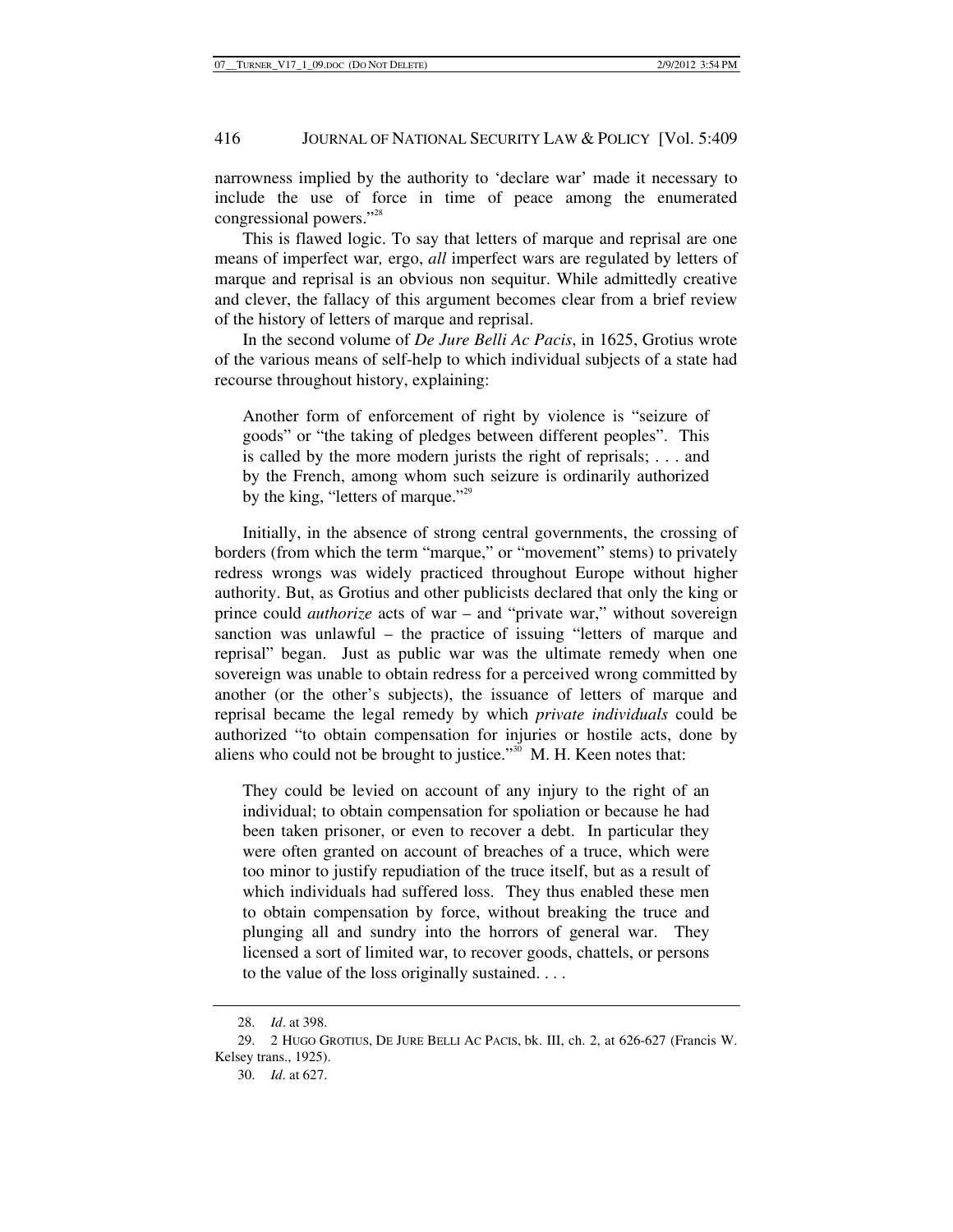narrowness implied by the authority to 'declare war' made it necessary to include the use of force in time of peace among the enumerated congressional powers."[28]

This is flawed logic. To say that letters of marque and reprisal are one means of imperfect war*,* ergo, *all* imperfect wars are regulated by letters of marque and reprisal is an obvious non sequitur. While admittedly creative and clever, the fallacy of this argument becomes clear from a brief review of the history of letters of marque and reprisal.

In the second volume of *De Jure Belli Ac Pacis*, in 1625, Grotius wrote of the various means of self-help to which individual subjects of a state had recourse throughout history, explaining:

> Another form of enforcement of right by violence is "seizure of goods" or "the taking of pledges between different peoples". This is called by the more modern jurists the right of reprisals; . . . and by the French, among whom such seizure is ordinarily authorized by the king, "letters of marque."[29]

Initially, in the absence of strong central governments, the crossing of borders (from which the term "marque," or "movement" stems) to privately redress wrongs was widely practiced throughout Europe without higher authority. But, as Grotius and other publicists declared that only the king or prince could *authorize* acts of war – and "private war," without sovereign sanction was unlawful – the practice of issuing "letters of marque and reprisal" began. Just as public war was the ultimate remedy when one sovereign was unable to obtain redress for a perceived wrong committed by another (or the other's subjects), the issuance of letters of marque and reprisal became the legal remedy by which *private individuals* could be authorized "to obtain compensation for injuries or hostile acts, done by aliens who could not be brought to justice."[30] M. H. Keen notes that:

> They could be levied on account of any injury to the right of an individual; to obtain compensation for spoliation or because he had been taken prisoner, or even to recover a debt. In particular they were often granted on account of breaches of a truce, which were too minor to justify repudiation of the truce itself, but as a result of which individuals had suffered loss. They thus enabled these men to obtain compensation by force, without breaking the truce and plunging all and sundry into the horrors of general war. They licensed a sort of limited war, to recover goods, chattels, or persons to the value of the loss originally sustained. . . .

---

28. *Id*. at 398.

29. 2 HUGO GROTIUS, DE JURE BELLI AC PACIS, bk. III, ch. 2, at 626-627 (Francis W. Kelsey trans., 1925).

30. *Id*. at 627.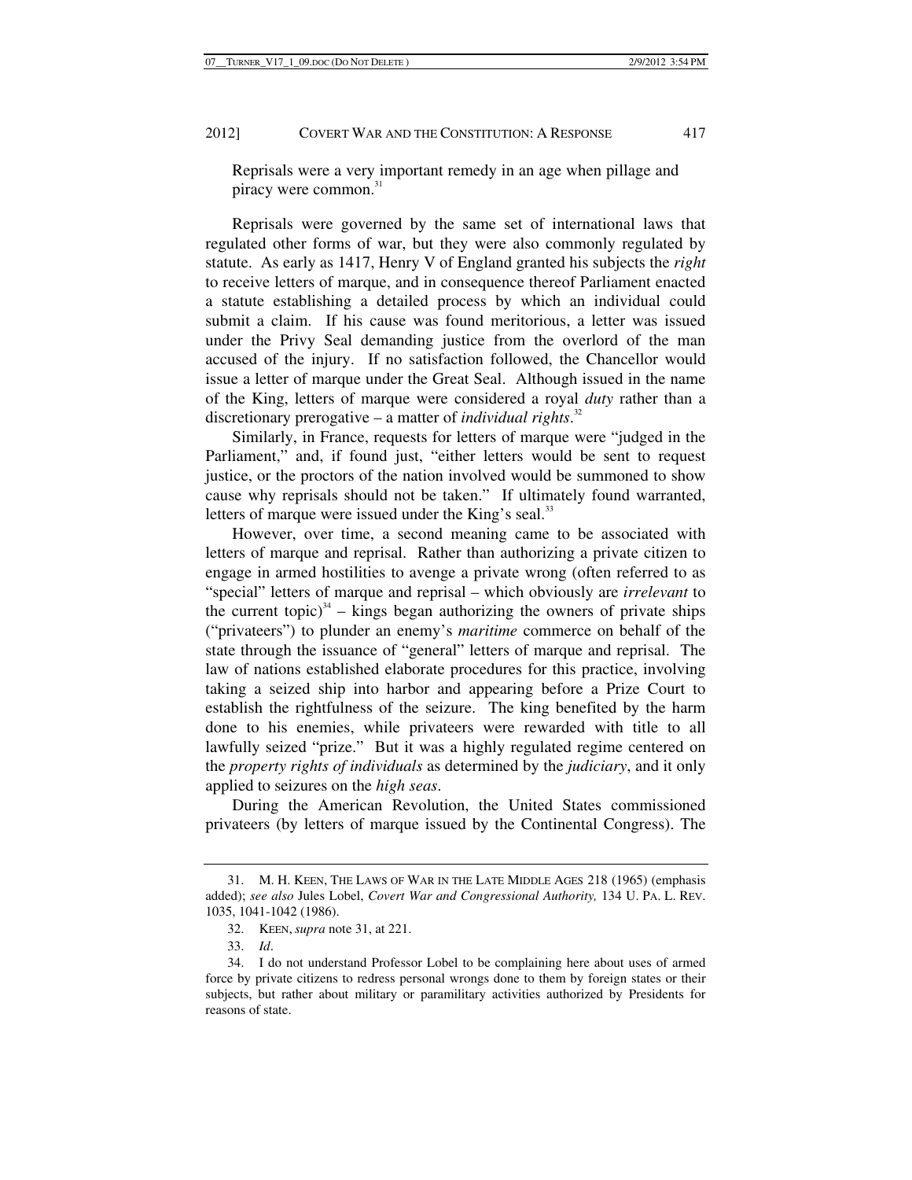Reprisals were a very important remedy in an age when pillage and piracy were common.[31]

Reprisals were governed by the same set of international laws that regulated other forms of war, but they were also commonly regulated by statute. As early as 1417, Henry V of England granted his subjects the *right* to receive letters of marque, and in consequence thereof Parliament enacted a statute establishing a detailed process by which an individual could submit a claim. If his cause was found meritorious, a letter was issued under the Privy Seal demanding justice from the overlord of the man accused of the injury. If no satisfaction followed, the Chancellor would issue a letter of marque under the Great Seal. Although issued in the name of the King, letters of marque were considered a royal *duty* rather than a discretionary prerogative – a matter of *individual rights*.[32]

Similarly, in France, requests for letters of marque were "judged in the Parliament," and, if found just, "either letters would be sent to request justice, or the proctors of the nation involved would be summoned to show cause why reprisals should not be taken." If ultimately found warranted, letters of marque were issued under the King's seal.[33]

However, over time, a second meaning came to be associated with letters of marque and reprisal. Rather than authorizing a private citizen to engage in armed hostilities to avenge a private wrong (often referred to as "special" letters of marque and reprisal – which obviously are *irrelevant* to the current topic)[34] – kings began authorizing the owners of private ships ("privateers") to plunder an enemy's *maritime* commerce on behalf of the state through the issuance of "general" letters of marque and reprisal. The law of nations established elaborate procedures for this practice, involving taking a seized ship into harbor and appearing before a Prize Court to establish the rightfulness of the seizure. The king benefited by the harm done to his enemies, while privateers were rewarded with title to all lawfully seized "prize." But it was a highly regulated regime centered on the *property rights of individuals* as determined by the *judiciary*, and it only applied to seizures on the *high seas*.

During the American Revolution, the United States commissioned privateers (by letters of marque issued by the Continental Congress). The

---

31. M. H. KEEN, THE LAWS OF WAR IN THE LATE MIDDLE AGES 218 (1965) (emphasis added); *see also* Jules Lobel, *Covert War and Congressional Authority,* 134 U. PA. L. REV. 1035, 1041-1042 (1986).

32. KEEN, *supra* note 31, at 221.

33. *Id*.

34. I do not understand Professor Lobel to be complaining here about uses of armed force by private citizens to redress personal wrongs done to them by foreign states or their subjects, but rather about military or paramilitary activities authorized by Presidents for reasons of state.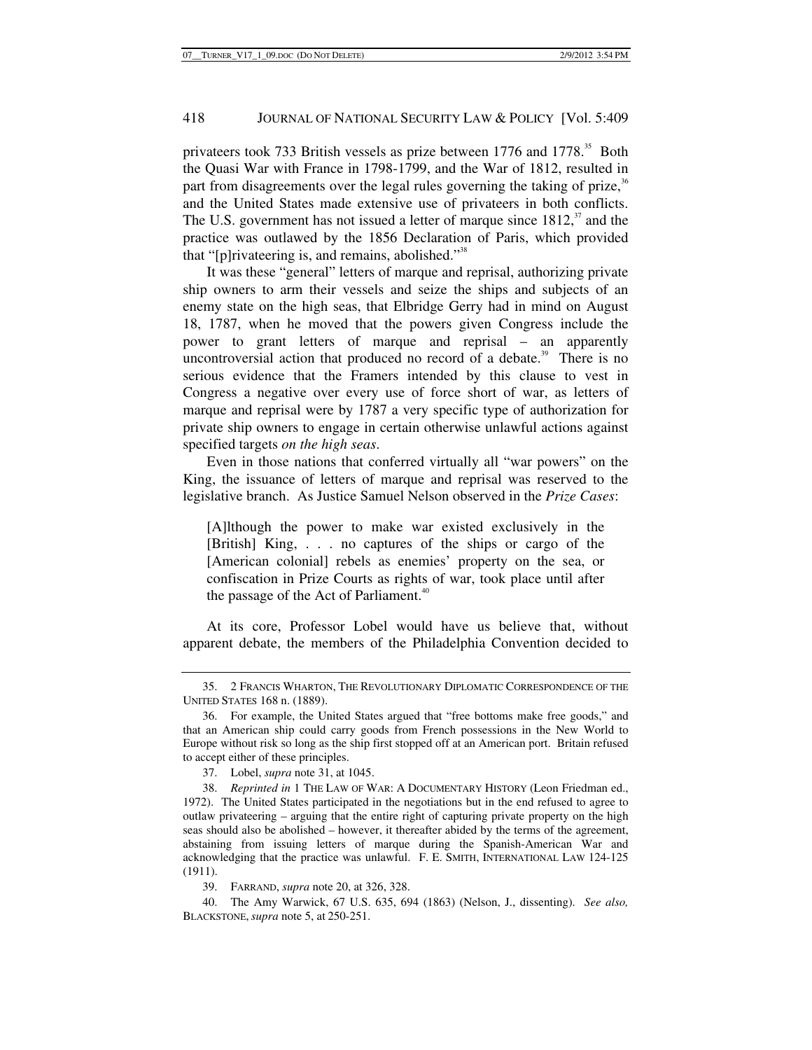privateers took 733 British vessels as prize between 1776 and 1778.[35] Both the Quasi War with France in 1798-1799, and the War of 1812, resulted in part from disagreements over the legal rules governing the taking of prize,[36] and the United States made extensive use of privateers in both conflicts. The U.S. government has not issued a letter of marque since 1812,[37] and the practice was outlawed by the 1856 Declaration of Paris, which provided that "[p]rivateering is, and remains, abolished."[38]

It was these "general" letters of marque and reprisal, authorizing private ship owners to arm their vessels and seize the ships and subjects of an enemy state on the high seas, that Elbridge Gerry had in mind on August 18, 1787, when he moved that the powers given Congress include the power to grant letters of marque and reprisal – an apparently uncontroversial action that produced no record of a debate.[39] There is no serious evidence that the Framers intended by this clause to vest in Congress a negative over every use of force short of war, as letters of marque and reprisal were by 1787 a very specific type of authorization for private ship owners to engage in certain otherwise unlawful actions against specified targets *on the high seas*.

Even in those nations that conferred virtually all "war powers" on the King, the issuance of letters of marque and reprisal was reserved to the legislative branch. As Justice Samuel Nelson observed in the *Prize Cases*:

> [A]lthough the power to make war existed exclusively in the [British] King, . . . no captures of the ships or cargo of the [American colonial] rebels as enemies' property on the sea, or confiscation in Prize Courts as rights of war, took place until after the passage of the Act of Parliament.[40]

At its core, Professor Lobel would have us believe that, without apparent debate, the members of the Philadelphia Convention decided to

---

35. 2 FRANCIS WHARTON, THE REVOLUTIONARY DIPLOMATIC CORRESPONDENCE OF THE UNITED STATES 168 n. (1889).

36. For example, the United States argued that "free bottoms make free goods," and that an American ship could carry goods from French possessions in the New World to Europe without risk so long as the ship first stopped off at an American port. Britain refused to accept either of these principles.

37. Lobel, *supra* note 31, at 1045.

38. *Reprinted in* 1 THE LAW OF WAR: A DOCUMENTARY HISTORY (Leon Friedman ed., 1972). The United States participated in the negotiations but in the end refused to agree to outlaw privateering – arguing that the entire right of capturing private property on the high seas should also be abolished – however, it thereafter abided by the terms of the agreement, abstaining from issuing letters of marque during the Spanish-American War and acknowledging that the practice was unlawful. F. E. SMITH, INTERNATIONAL LAW 124-125 (1911).

39. FARRAND, *supra* note 20, at 326, 328.

40. The Amy Warwick, 67 U.S. 635, 694 (1863) (Nelson, J., dissenting). *See also,* BLACKSTONE, *supra* note 5, at 250-251.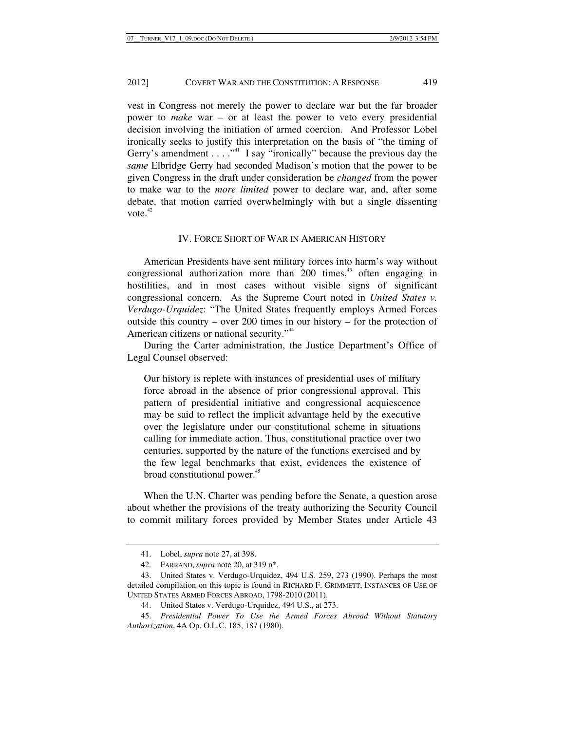vest in Congress not merely the power to declare war but the far broader power to *make* war – or at least the power to veto every presidential decision involving the initiation of armed coercion. And Professor Lobel ironically seeks to justify this interpretation on the basis of "the timing of Gerry's amendment . . . ."[41] I say "ironically" because the previous day the *same* Elbridge Gerry had seconded Madison's motion that the power to be given Congress in the draft under consideration be *changed* from the power to make war to the *more limited* power to declare war, and, after some debate, that motion carried overwhelmingly with but a single dissenting vote.[42]

## IV. FORCE SHORT OF WAR IN AMERICAN HISTORY

American Presidents have sent military forces into harm's way without congressional authorization more than 200 times,[43] often engaging in hostilities, and in most cases without visible signs of significant congressional concern. As the Supreme Court noted in *United States v. Verdugo-Urquidez*: "The United States frequently employs Armed Forces outside this country – over 200 times in our history – for the protection of American citizens or national security."[44]

During the Carter administration, the Justice Department's Office of Legal Counsel observed:

> Our history is replete with instances of presidential uses of military force abroad in the absence of prior congressional approval. This pattern of presidential initiative and congressional acquiescence may be said to reflect the implicit advantage held by the executive over the legislature under our constitutional scheme in situations calling for immediate action. Thus, constitutional practice over two centuries, supported by the nature of the functions exercised and by the few legal benchmarks that exist, evidences the existence of broad constitutional power.[45]

When the U.N. Charter was pending before the Senate, a question arose about whether the provisions of the treaty authorizing the Security Council to commit military forces provided by Member States under Article 43

---

41. Lobel, *supra* note 27, at 398.

42. FARRAND, *supra* note 20, at 319 n*.

43. United States v. Verdugo-Urquidez, 494 U.S. 259, 273 (1990). Perhaps the most detailed compilation on this topic is found in RICHARD F. GRIMMETT, INSTANCES OF USE OF UNITED STATES ARMED FORCES ABROAD, 1798-2010 (2011).

44. United States v. Verdugo-Urquidez, 494 U.S., at 273.

45. *Presidential Power To Use the Armed Forces Abroad Without Statutory Authorization*, 4A Op. O.L.C. 185, 187 (1980).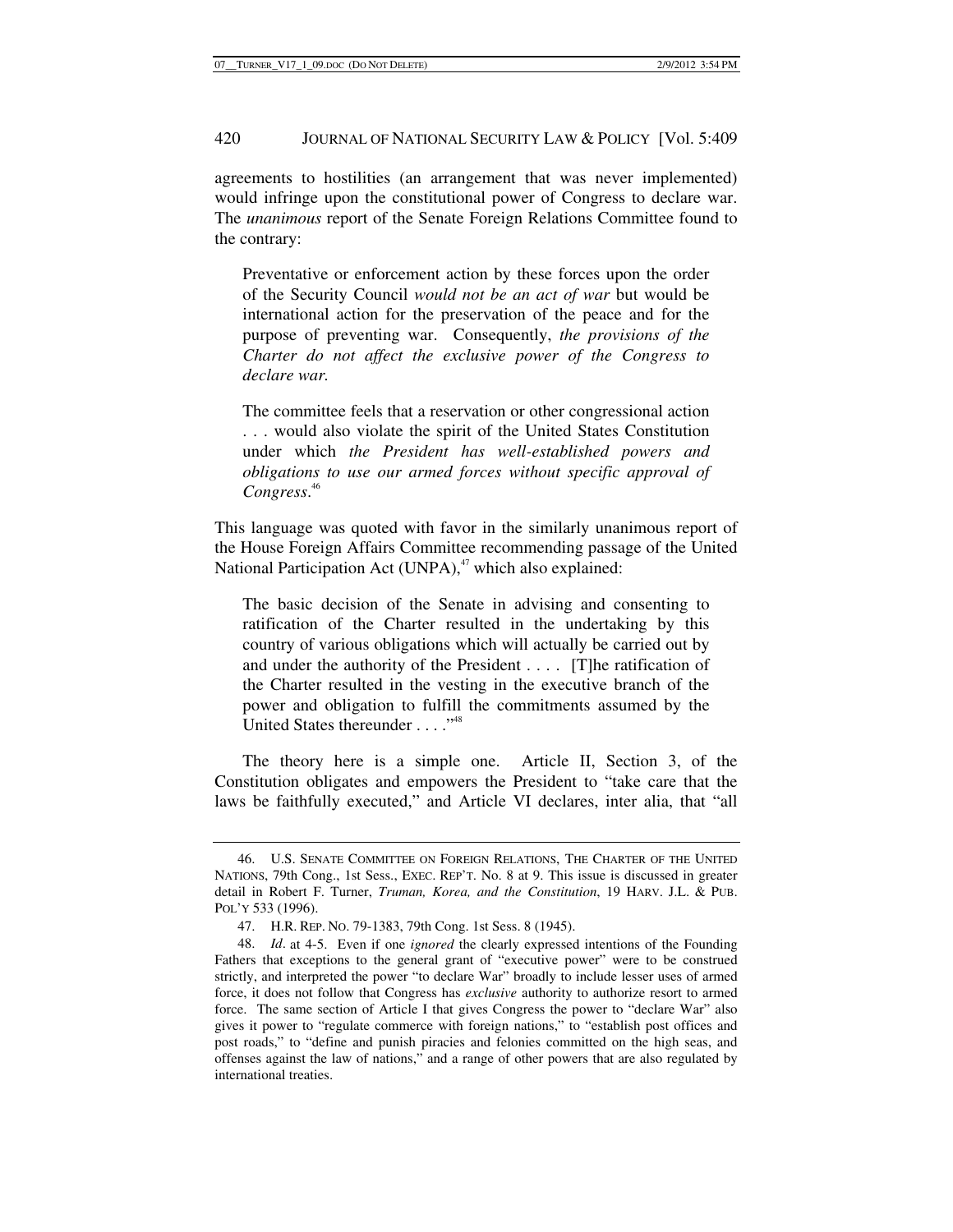agreements to hostilities (an arrangement that was never implemented) would infringe upon the constitutional power of Congress to declare war. The *unanimous* report of the Senate Foreign Relations Committee found to the contrary:

> Preventative or enforcement action by these forces upon the order of the Security Council *would not be an act of war* but would be international action for the preservation of the peace and for the purpose of preventing war. Consequently, *the provisions of the Charter do not affect the exclusive power of the Congress to declare war.*
>
> The committee feels that a reservation or other congressional action . . . would also violate the spirit of the United States Constitution under which *the President has well-established powers and obligations to use our armed forces without specific approval of Congress*.[46]

This language was quoted with favor in the similarly unanimous report of the House Foreign Affairs Committee recommending passage of the United National Participation Act (UNPA),[47] which also explained:

> The basic decision of the Senate in advising and consenting to ratification of the Charter resulted in the undertaking by this country of various obligations which will actually be carried out by and under the authority of the President . . . . [T]he ratification of the Charter resulted in the vesting in the executive branch of the power and obligation to fulfill the commitments assumed by the United States thereunder . . . ."[48]

The theory here is a simple one. Article II, Section 3, of the Constitution obligates and empowers the President to "take care that the laws be faithfully executed," and Article VI declares, inter alia, that "all

---

46. U.S. SENATE COMMITTEE ON FOREIGN RELATIONS, THE CHARTER OF THE UNITED NATIONS, 79th Cong., 1st Sess., EXEC. REP'T. No. 8 at 9. This issue is discussed in greater detail in Robert F. Turner, *Truman, Korea, and the Constitution*, 19 HARV. J.L. & PUB. POL'Y 533 (1996).

47. H.R. REP. NO. 79-1383, 79th Cong. 1st Sess. 8 (1945).

48. *Id*. at 4-5. Even if one *ignored* the clearly expressed intentions of the Founding Fathers that exceptions to the general grant of "executive power" were to be construed strictly, and interpreted the power "to declare War" broadly to include lesser uses of armed force, it does not follow that Congress has *exclusive* authority to authorize resort to armed force. The same section of Article I that gives Congress the power to "declare War" also gives it power to "regulate commerce with foreign nations," to "establish post offices and post roads," to "define and punish piracies and felonies committed on the high seas, and offenses against the law of nations," and a range of other powers that are also regulated by international treaties.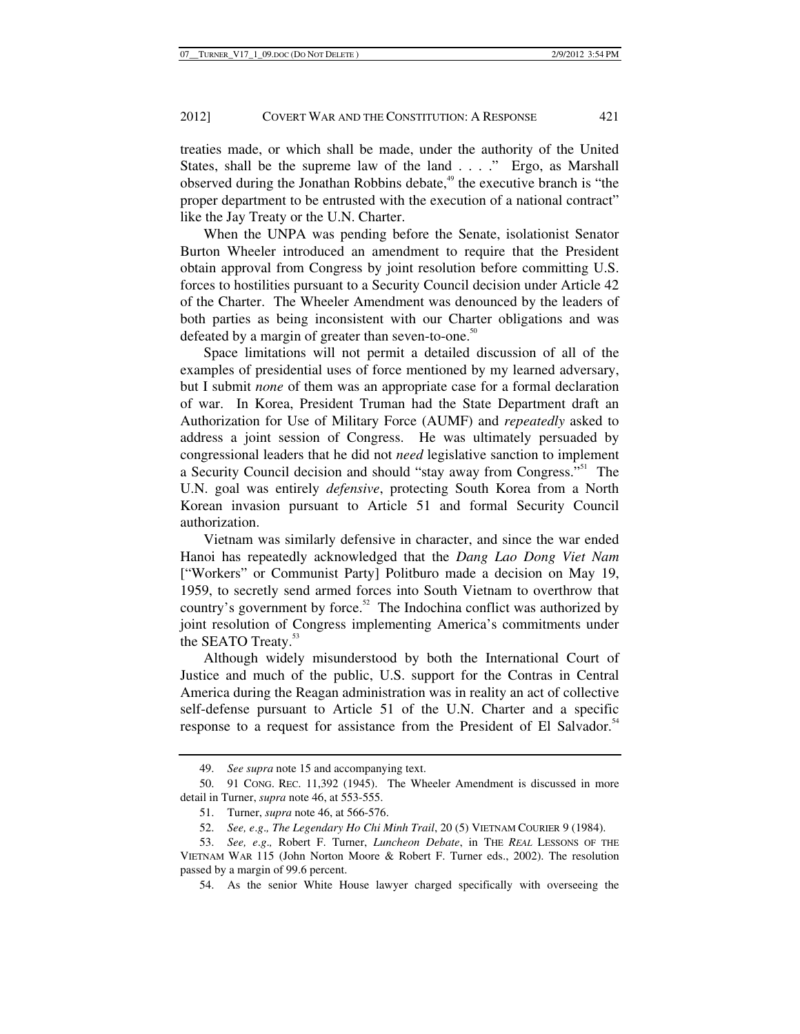treaties made, or which shall be made, under the authority of the United States, shall be the supreme law of the land . . . ." Ergo, as Marshall observed during the Jonathan Robbins debate,[49] the executive branch is "the proper department to be entrusted with the execution of a national contract" like the Jay Treaty or the U.N. Charter.

When the UNPA was pending before the Senate, isolationist Senator Burton Wheeler introduced an amendment to require that the President obtain approval from Congress by joint resolution before committing U.S. forces to hostilities pursuant to a Security Council decision under Article 42 of the Charter. The Wheeler Amendment was denounced by the leaders of both parties as being inconsistent with our Charter obligations and was defeated by a margin of greater than seven-to-one.[50]

Space limitations will not permit a detailed discussion of all of the examples of presidential uses of force mentioned by my learned adversary, but I submit *none* of them was an appropriate case for a formal declaration of war. In Korea, President Truman had the State Department draft an Authorization for Use of Military Force (AUMF) and *repeatedly* asked to address a joint session of Congress. He was ultimately persuaded by congressional leaders that he did not *need* legislative sanction to implement a Security Council decision and should "stay away from Congress."[51] The U.N. goal was entirely *defensive*, protecting South Korea from a North Korean invasion pursuant to Article 51 and formal Security Council authorization.

Vietnam was similarly defensive in character, and since the war ended Hanoi has repeatedly acknowledged that the *Dang Lao Dong Viet Nam* ["Workers" or Communist Party] Politburo made a decision on May 19, 1959, to secretly send armed forces into South Vietnam to overthrow that country's government by force.[52] The Indochina conflict was authorized by joint resolution of Congress implementing America's commitments under the SEATO Treaty.[53]

Although widely misunderstood by both the International Court of Justice and much of the public, U.S. support for the Contras in Central America during the Reagan administration was in reality an act of collective self-defense pursuant to Article 51 of the U.N. Charter and a specific response to a request for assistance from the President of El Salvador.[54]

---

49. *See supra* note 15 and accompanying text.

50. 91 CONG. REC. 11,392 (1945). The Wheeler Amendment is discussed in more detail in Turner, *supra* note 46, at 553-555.

51. Turner, *supra* note 46, at 566-576.

52. *See, e.g., The Legendary Ho Chi Minh Trail*, 20 (5) VIETNAM COURIER 9 (1984).

53. *See, e.g.,* Robert F. Turner, *Luncheon Debate*, in THE *REAL* LESSONS OF THE VIETNAM WAR 115 (John Norton Moore & Robert F. Turner eds., 2002). The resolution passed by a margin of 99.6 percent.

54. As the senior White House lawyer charged specifically with overseeing the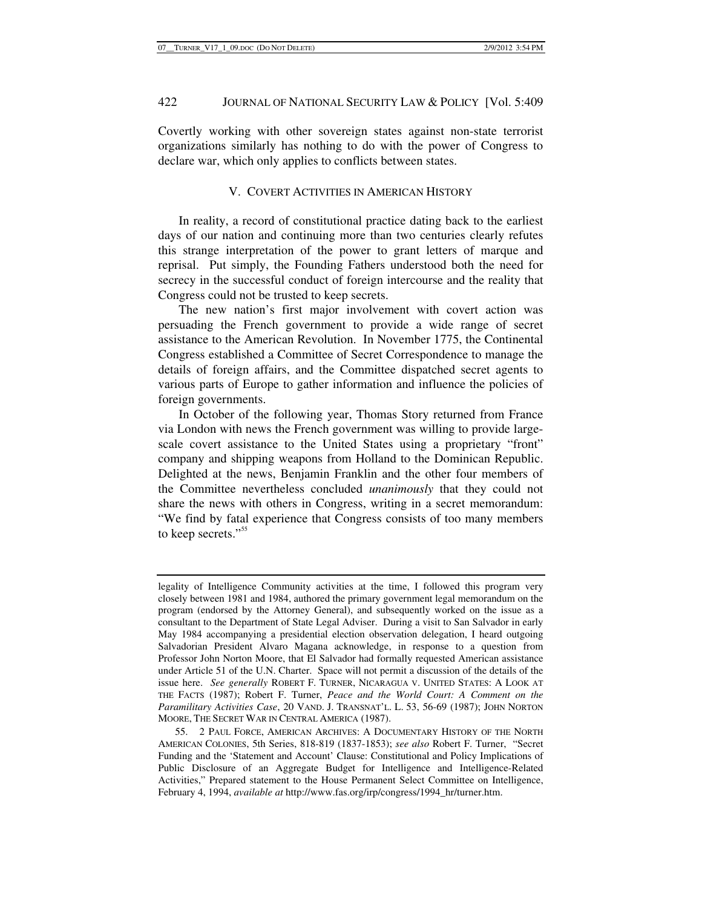Covertly working with other sovereign states against non-state terrorist organizations similarly has nothing to do with the power of Congress to declare war, which only applies to conflicts between states.

## V. COVERT ACTIVITIES IN AMERICAN HISTORY

In reality, a record of constitutional practice dating back to the earliest days of our nation and continuing more than two centuries clearly refutes this strange interpretation of the power to grant letters of marque and reprisal. Put simply, the Founding Fathers understood both the need for secrecy in the successful conduct of foreign intercourse and the reality that Congress could not be trusted to keep secrets.

The new nation's first major involvement with covert action was persuading the French government to provide a wide range of secret assistance to the American Revolution. In November 1775, the Continental Congress established a Committee of Secret Correspondence to manage the details of foreign affairs, and the Committee dispatched secret agents to various parts of Europe to gather information and influence the policies of foreign governments.

In October of the following year, Thomas Story returned from France via London with news the French government was willing to provide large-scale covert assistance to the United States using a proprietary "front" company and shipping weapons from Holland to the Dominican Republic. Delighted at the news, Benjamin Franklin and the other four members of the Committee nevertheless concluded *unanimously* that they could not share the news with others in Congress, writing in a secret memorandum: "We find by fatal experience that Congress consists of too many members to keep secrets."[55]

---

legality of Intelligence Community activities at the time, I followed this program very closely between 1981 and 1984, authored the primary government legal memorandum on the program (endorsed by the Attorney General), and subsequently worked on the issue as a consultant to the Department of State Legal Adviser. During a visit to San Salvador in early May 1984 accompanying a presidential election observation delegation, I heard outgoing Salvadorian President Alvaro Magana acknowledge, in response to a question from Professor John Norton Moore, that El Salvador had formally requested American assistance under Article 51 of the U.N. Charter. Space will not permit a discussion of the details of the issue here. *See generally* ROBERT F. TURNER, NICARAGUA V. UNITED STATES: A LOOK AT THE FACTS (1987); Robert F. Turner, *Peace and the World Court: A Comment on the Paramilitary Activities Case*, 20 VAND. J. TRANSNAT'L. L. 53, 56-69 (1987); JOHN NORTON MOORE, THE SECRET WAR IN CENTRAL AMERICA (1987).

55. 2 PAUL FORCE, AMERICAN ARCHIVES: A DOCUMENTARY HISTORY OF THE NORTH AMERICAN COLONIES, 5th Series, 818-819 (1837-1853); *see also* Robert F. Turner, "Secret Funding and the 'Statement and Account' Clause: Constitutional and Policy Implications of Public Disclosure of an Aggregate Budget for Intelligence and Intelligence-Related Activities," Prepared statement to the House Permanent Select Committee on Intelligence, February 4, 1994, *available at* http://www.fas.org/irp/congress/1994_hr/turner.htm.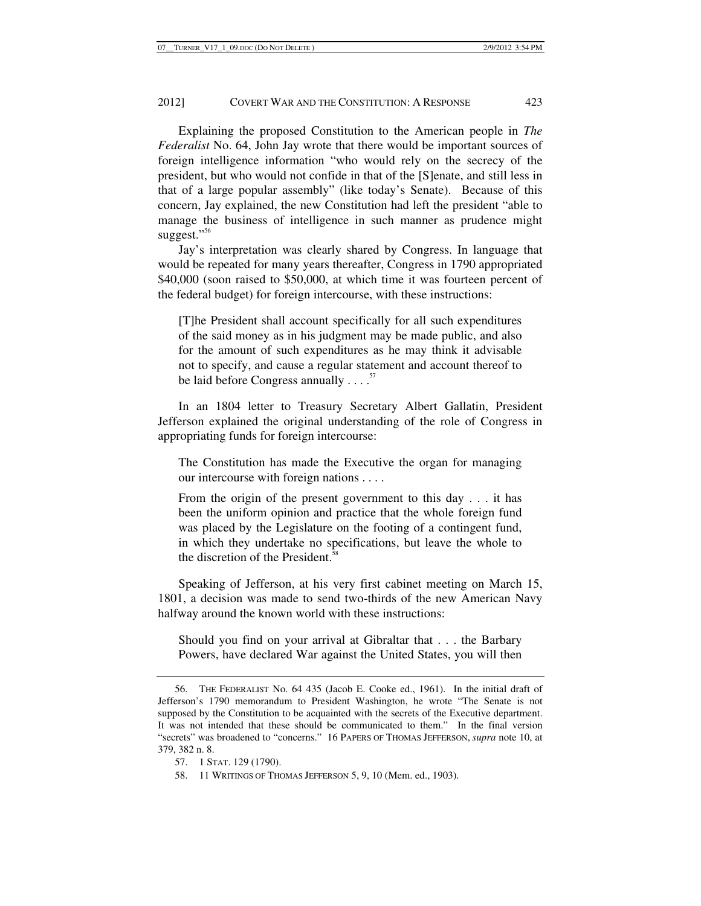Explaining the proposed Constitution to the American people in *The Federalist* No. 64, John Jay wrote that there would be important sources of foreign intelligence information "who would rely on the secrecy of the president, but who would not confide in that of the [S]enate, and still less in that of a large popular assembly" (like today's Senate). Because of this concern, Jay explained, the new Constitution had left the president "able to manage the business of intelligence in such manner as prudence might suggest."[56]

Jay's interpretation was clearly shared by Congress. In language that would be repeated for many years thereafter, Congress in 1790 appropriated $40,000 (soon raised to $50,000, at which time it was fourteen percent of the federal budget) for foreign intercourse, with these instructions:

> [T]he President shall account specifically for all such expenditures of the said money as in his judgment may be made public, and also for the amount of such expenditures as he may think it advisable not to specify, and cause a regular statement and account thereof to be laid before Congress annually . . . .[57]

In an 1804 letter to Treasury Secretary Albert Gallatin, President Jefferson explained the original understanding of the role of Congress in appropriating funds for foreign intercourse:

> The Constitution has made the Executive the organ for managing our intercourse with foreign nations . . . .
>
> From the origin of the present government to this day . . . it has been the uniform opinion and practice that the whole foreign fund was placed by the Legislature on the footing of a contingent fund, in which they undertake no specifications, but leave the whole to the discretion of the President.[58]

Speaking of Jefferson, at his very first cabinet meeting on March 15, 1801, a decision was made to send two-thirds of the new American Navy halfway around the known world with these instructions:

> Should you find on your arrival at Gibraltar that . . . the Barbary Powers, have declared War against the United States, you will then

56. THE FEDERALIST No. 64 435 (Jacob E. Cooke ed., 1961). In the initial draft of Jefferson's 1790 memorandum to President Washington, he wrote "The Senate is not supposed by the Constitution to be acquainted with the secrets of the Executive department. It was not intended that these should be communicated to them." In the final version "secrets" was broadened to "concerns." 16 PAPERS OF THOMAS JEFFERSON, *supra* note 10, at 379, 382 n. 8.

57. 1 STAT. 129 (1790).

58. 11 WRITINGS OF THOMAS JEFFERSON 5, 9, 10 (Mem. ed., 1903).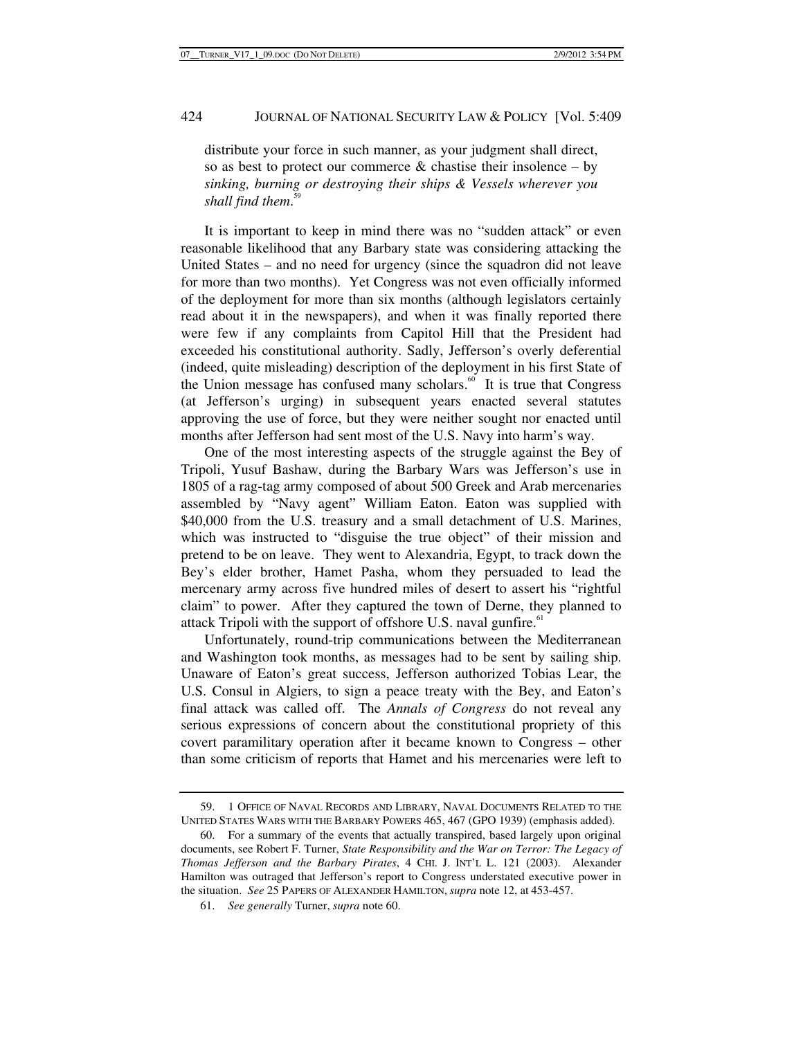distribute your force in such manner, as your judgment shall direct, so as best to protect our commerce & chastise their insolence – by *sinking, burning or destroying their ships & Vessels wherever you shall find them*.[59]

It is important to keep in mind there was no "sudden attack" or even reasonable likelihood that any Barbary state was considering attacking the United States – and no need for urgency (since the squadron did not leave for more than two months). Yet Congress was not even officially informed of the deployment for more than six months (although legislators certainly read about it in the newspapers), and when it was finally reported there were few if any complaints from Capitol Hill that the President had exceeded his constitutional authority. Sadly, Jefferson's overly deferential (indeed, quite misleading) description of the deployment in his first State of the Union message has confused many scholars.[60] It is true that Congress (at Jefferson's urging) in subsequent years enacted several statutes approving the use of force, but they were neither sought nor enacted until months after Jefferson had sent most of the U.S. Navy into harm's way.

One of the most interesting aspects of the struggle against the Bey of Tripoli, Yusuf Bashaw, during the Barbary Wars was Jefferson's use in 1805 of a rag-tag army composed of about 500 Greek and Arab mercenaries assembled by "Navy agent" William Eaton. Eaton was supplied with $40,000 from the U.S. treasury and a small detachment of U.S. Marines, which was instructed to "disguise the true object" of their mission and pretend to be on leave. They went to Alexandria, Egypt, to track down the Bey's elder brother, Hamet Pasha, whom they persuaded to lead the mercenary army across five hundred miles of desert to assert his "rightful claim" to power. After they captured the town of Derne, they planned to attack Tripoli with the support of offshore U.S. naval gunfire.[61]

Unfortunately, round-trip communications between the Mediterranean and Washington took months, as messages had to be sent by sailing ship. Unaware of Eaton's great success, Jefferson authorized Tobias Lear, the U.S. Consul in Algiers, to sign a peace treaty with the Bey, and Eaton's final attack was called off. The *Annals of Congress* do not reveal any serious expressions of concern about the constitutional propriety of this covert paramilitary operation after it became known to Congress – other than some criticism of reports that Hamet and his mercenaries were left to

---

59. 1 OFFICE OF NAVAL RECORDS AND LIBRARY, NAVAL DOCUMENTS RELATED TO THE UNITED STATES WARS WITH THE BARBARY POWERS 465, 467 (GPO 1939) (emphasis added).

60. For a summary of the events that actually transpired, based largely upon original documents, see Robert F. Turner, *State Responsibility and the War on Terror: The Legacy of Thomas Jefferson and the Barbary Pirates*, 4 CHI. J. INT'L L. 121 (2003). Alexander Hamilton was outraged that Jefferson's report to Congress understated executive power in the situation. *See* 25 PAPERS OF ALEXANDER HAMILTON, *supra* note 12, at 453-457.

61. *See generally* Turner, *supra* note 60.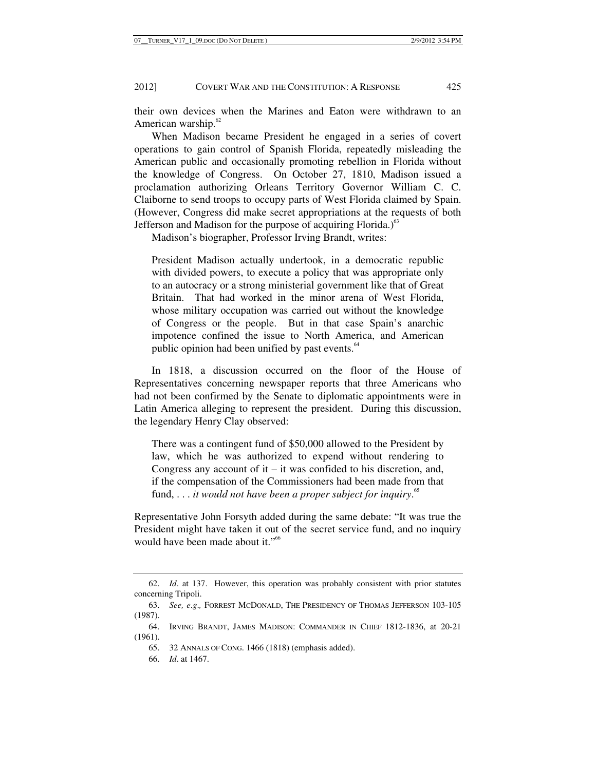their own devices when the Marines and Eaton were withdrawn to an American warship.[62]

When Madison became President he engaged in a series of covert operations to gain control of Spanish Florida, repeatedly misleading the American public and occasionally promoting rebellion in Florida without the knowledge of Congress. On October 27, 1810, Madison issued a proclamation authorizing Orleans Territory Governor William C. C. Claiborne to send troops to occupy parts of West Florida claimed by Spain. (However, Congress did make secret appropriations at the requests of both Jefferson and Madison for the purpose of acquiring Florida.)[63]

Madison's biographer, Professor Irving Brandt, writes:

> President Madison actually undertook, in a democratic republic with divided powers, to execute a policy that was appropriate only to an autocracy or a strong ministerial government like that of Great Britain. That had worked in the minor arena of West Florida, whose military occupation was carried out without the knowledge of Congress or the people. But in that case Spain's anarchic impotence confined the issue to North America, and American public opinion had been unified by past events.[64]

In 1818, a discussion occurred on the floor of the House of Representatives concerning newspaper reports that three Americans who had not been confirmed by the Senate to diplomatic appointments were in Latin America alleging to represent the president. During this discussion, the legendary Henry Clay observed:

> There was a contingent fund of $50,000 allowed to the President by law, which he was authorized to expend without rendering to Congress any account of it – it was confided to his discretion, and, if the compensation of the Commissioners had been made from that fund, . . . *it would not have been a proper subject for inquiry*.[65]

Representative John Forsyth added during the same debate: "It was true the President might have taken it out of the secret service fund, and no inquiry would have been made about it."[66]

---

62. *Id*. at 137. However, this operation was probably consistent with prior statutes concerning Tripoli.

63. *See, e.g.,* FORREST MCDONALD, THE PRESIDENCY OF THOMAS JEFFERSON 103-105 (1987).

64. IRVING BRANDT, JAMES MADISON: COMMANDER IN CHIEF 1812-1836, at 20-21 (1961).

65. 32 ANNALS OF CONG. 1466 (1818) (emphasis added).

66. *Id*. at 1467.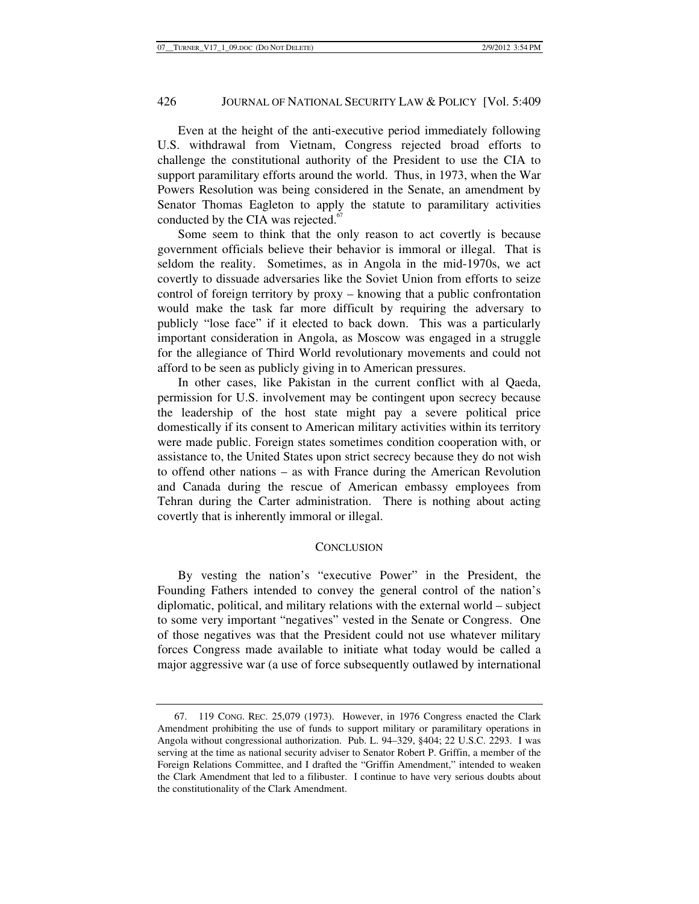Even at the height of the anti-executive period immediately following U.S. withdrawal from Vietnam, Congress rejected broad efforts to challenge the constitutional authority of the President to use the CIA to support paramilitary efforts around the world. Thus, in 1973, when the War Powers Resolution was being considered in the Senate, an amendment by Senator Thomas Eagleton to apply the statute to paramilitary activities conducted by the CIA was rejected.[67]

Some seem to think that the only reason to act covertly is because government officials believe their behavior is immoral or illegal. That is seldom the reality. Sometimes, as in Angola in the mid-1970s, we act covertly to dissuade adversaries like the Soviet Union from efforts to seize control of foreign territory by proxy – knowing that a public confrontation would make the task far more difficult by requiring the adversary to publicly "lose face" if it elected to back down. This was a particularly important consideration in Angola, as Moscow was engaged in a struggle for the allegiance of Third World revolutionary movements and could not afford to be seen as publicly giving in to American pressures.

In other cases, like Pakistan in the current conflict with al Qaeda, permission for U.S. involvement may be contingent upon secrecy because the leadership of the host state might pay a severe political price domestically if its consent to American military activities within its territory were made public. Foreign states sometimes condition cooperation with, or assistance to, the United States upon strict secrecy because they do not wish to offend other nations – as with France during the American Revolution and Canada during the rescue of American embassy employees from Tehran during the Carter administration. There is nothing about acting covertly that is inherently immoral or illegal.

## CONCLUSION

By vesting the nation's "executive Power" in the President, the Founding Fathers intended to convey the general control of the nation's diplomatic, political, and military relations with the external world – subject to some very important "negatives" vested in the Senate or Congress. One of those negatives was that the President could not use whatever military forces Congress made available to initiate what today would be called a major aggressive war (a use of force subsequently outlawed by international

---

67. 119 CONG. REC. 25,079 (1973). However, in 1976 Congress enacted the Clark Amendment prohibiting the use of funds to support military or paramilitary operations in Angola without congressional authorization. Pub. L. 94–329, §404; 22 U.S.C. 2293. I was serving at the time as national security adviser to Senator Robert P. Griffin, a member of the Foreign Relations Committee, and I drafted the "Griffin Amendment," intended to weaken the Clark Amendment that led to a filibuster. I continue to have very serious doubts about the constitutionality of the Clark Amendment.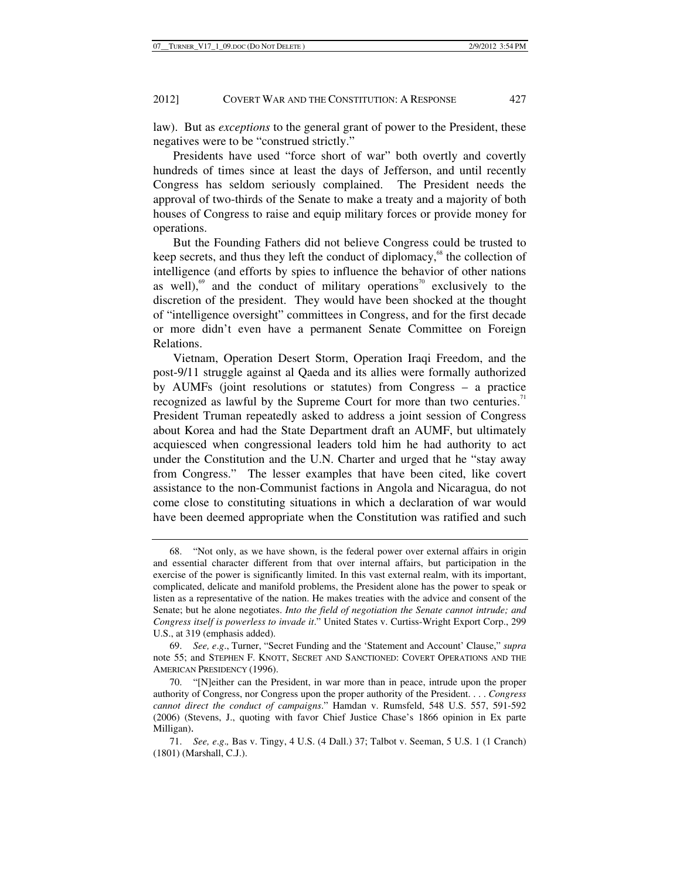law). But as *exceptions* to the general grant of power to the President, these negatives were to be "construed strictly."

Presidents have used "force short of war" both overtly and covertly hundreds of times since at least the days of Jefferson, and until recently Congress has seldom seriously complained. The President needs the approval of two-thirds of the Senate to make a treaty and a majority of both houses of Congress to raise and equip military forces or provide money for operations.

But the Founding Fathers did not believe Congress could be trusted to keep secrets, and thus they left the conduct of diplomacy,[68] the collection of intelligence (and efforts by spies to influence the behavior of other nations as well),[69] and the conduct of military operations[70] exclusively to the discretion of the president. They would have been shocked at the thought of "intelligence oversight" committees in Congress, and for the first decade or more didn't even have a permanent Senate Committee on Foreign Relations.

Vietnam, Operation Desert Storm, Operation Iraqi Freedom, and the post-9/11 struggle against al Qaeda and its allies were formally authorized by AUMFs (joint resolutions or statutes) from Congress – a practice recognized as lawful by the Supreme Court for more than two centuries.[71] President Truman repeatedly asked to address a joint session of Congress about Korea and had the State Department draft an AUMF, but ultimately acquiesced when congressional leaders told him he had authority to act under the Constitution and the U.N. Charter and urged that he "stay away from Congress." The lesser examples that have been cited, like covert assistance to the non-Communist factions in Angola and Nicaragua, do not come close to constituting situations in which a declaration of war would have been deemed appropriate when the Constitution was ratified and such

---

68. "Not only, as we have shown, is the federal power over external affairs in origin and essential character different from that over internal affairs, but participation in the exercise of the power is significantly limited. In this vast external realm, with its important, complicated, delicate and manifold problems, the President alone has the power to speak or listen as a representative of the nation. He makes treaties with the advice and consent of the Senate; but he alone negotiates. *Into the field of negotiation the Senate cannot intrude; and Congress itself is powerless to invade it*." United States v. Curtiss-Wright Export Corp., 299 U.S., at 319 (emphasis added).

69. *See, e.g*., Turner, "Secret Funding and the 'Statement and Account' Clause," *supra* note 55; and STEPHEN F. KNOTT, SECRET AND SANCTIONED: COVERT OPERATIONS AND THE AMERICAN PRESIDENCY (1996).

70. "[N]either can the President, in war more than in peace, intrude upon the proper authority of Congress, nor Congress upon the proper authority of the President. . . . *Congress cannot direct the conduct of campaigns*." Hamdan v. Rumsfeld, 548 U.S. 557, 591-592 (2006) (Stevens, J., quoting with favor Chief Justice Chase's 1866 opinion in Ex parte Milligan).

71. *See, e.g.,* Bas v. Tingy, 4 U.S. (4 Dall.) 37; Talbot v. Seeman, 5 U.S. 1 (1 Cranch) (1801) (Marshall, C.J.).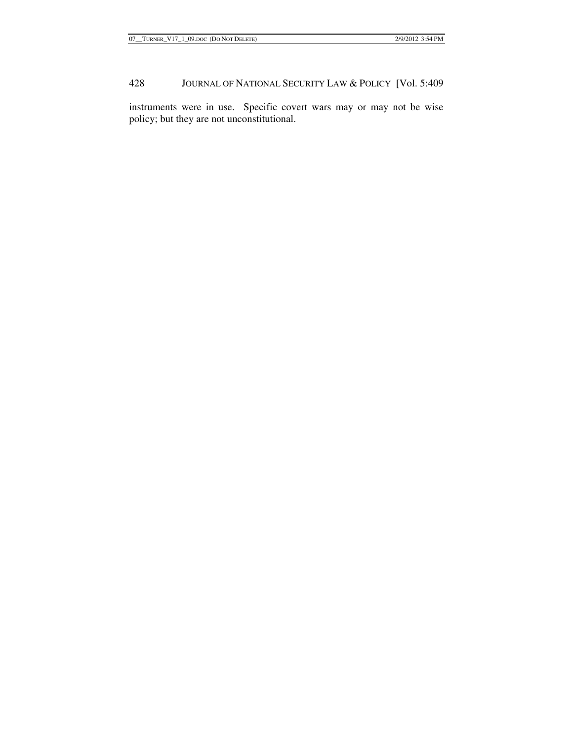instruments were in use. Specific covert wars may or may not be wise policy; but they are not unconstitutional.